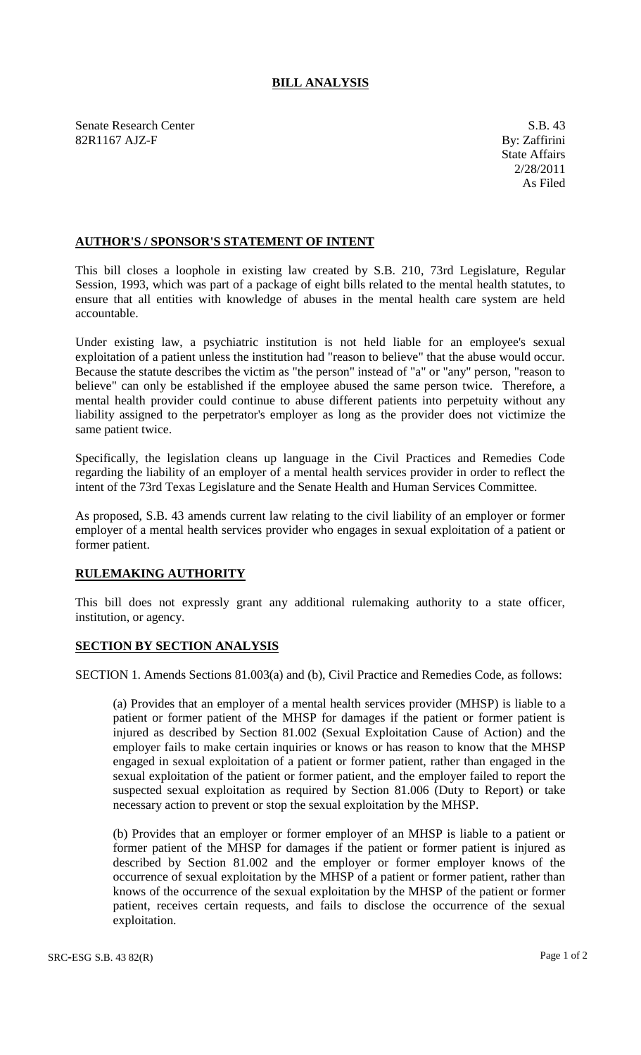# BILL ANALYSIS

Senate Research Center
82R1167 AJZ-F

S.B. 43
By: Zaffirini
State Affairs
2/28/2011
As Filed

## AUTHOR'S / SPONSOR'S STATEMENT OF INTENT

This bill closes a loophole in existing law created by S.B. 210, 73rd Legislature, Regular Session, 1993, which was part of a package of eight bills related to the mental health statutes, to ensure that all entities with knowledge of abuses in the mental health care system are held accountable.

Under existing law, a psychiatric institution is not held liable for an employee's sexual exploitation of a patient unless the institution had "reason to believe" that the abuse would occur. Because the statute describes the victim as "the person" instead of "a" or "any" person, "reason to believe" can only be established if the employee abused the same person twice. Therefore, a mental health provider could continue to abuse different patients into perpetuity without any liability assigned to the perpetrator's employer as long as the provider does not victimize the same patient twice.

Specifically, the legislation cleans up language in the Civil Practices and Remedies Code regarding the liability of an employer of a mental health services provider in order to reflect the intent of the 73rd Texas Legislature and the Senate Health and Human Services Committee.

As proposed, S.B. 43 amends current law relating to the civil liability of an employer or former employer of a mental health services provider who engages in sexual exploitation of a patient or former patient.

## RULEMAKING AUTHORITY

This bill does not expressly grant any additional rulemaking authority to a state officer, institution, or agency.

## SECTION BY SECTION ANALYSIS

SECTION 1. Amends Sections 81.003(a) and (b), Civil Practice and Remedies Code, as follows:

(a) Provides that an employer of a mental health services provider (MHSP) is liable to a patient or former patient of the MHSP for damages if the patient or former patient is injured as described by Section 81.002 (Sexual Exploitation Cause of Action) and the employer fails to make certain inquiries or knows or has reason to know that the MHSP engaged in sexual exploitation of a patient or former patient, rather than engaged in the sexual exploitation of the patient or former patient, and the employer failed to report the suspected sexual exploitation as required by Section 81.006 (Duty to Report) or take necessary action to prevent or stop the sexual exploitation by the MHSP.

(b) Provides that an employer or former employer of an MHSP is liable to a patient or former patient of the MHSP for damages if the patient or former patient is injured as described by Section 81.002 and the employer or former employer knows of the occurrence of sexual exploitation by the MHSP of a patient or former patient, rather than knows of the occurrence of the sexual exploitation by the MHSP of the patient or former patient, receives certain requests, and fails to disclose the occurrence of the sexual exploitation.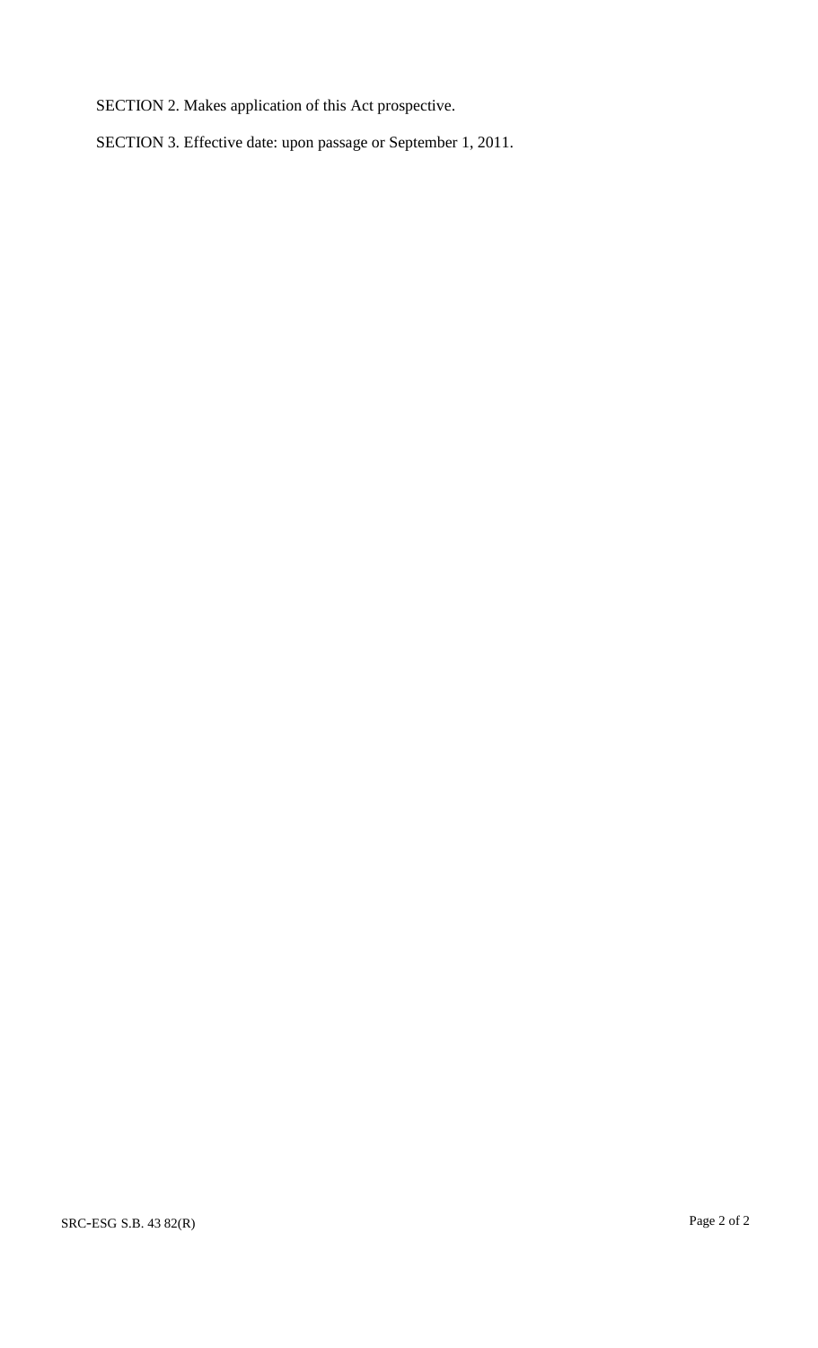SECTION 2. Makes application of this Act prospective.

SECTION 3. Effective date: upon passage or September 1, 2011.